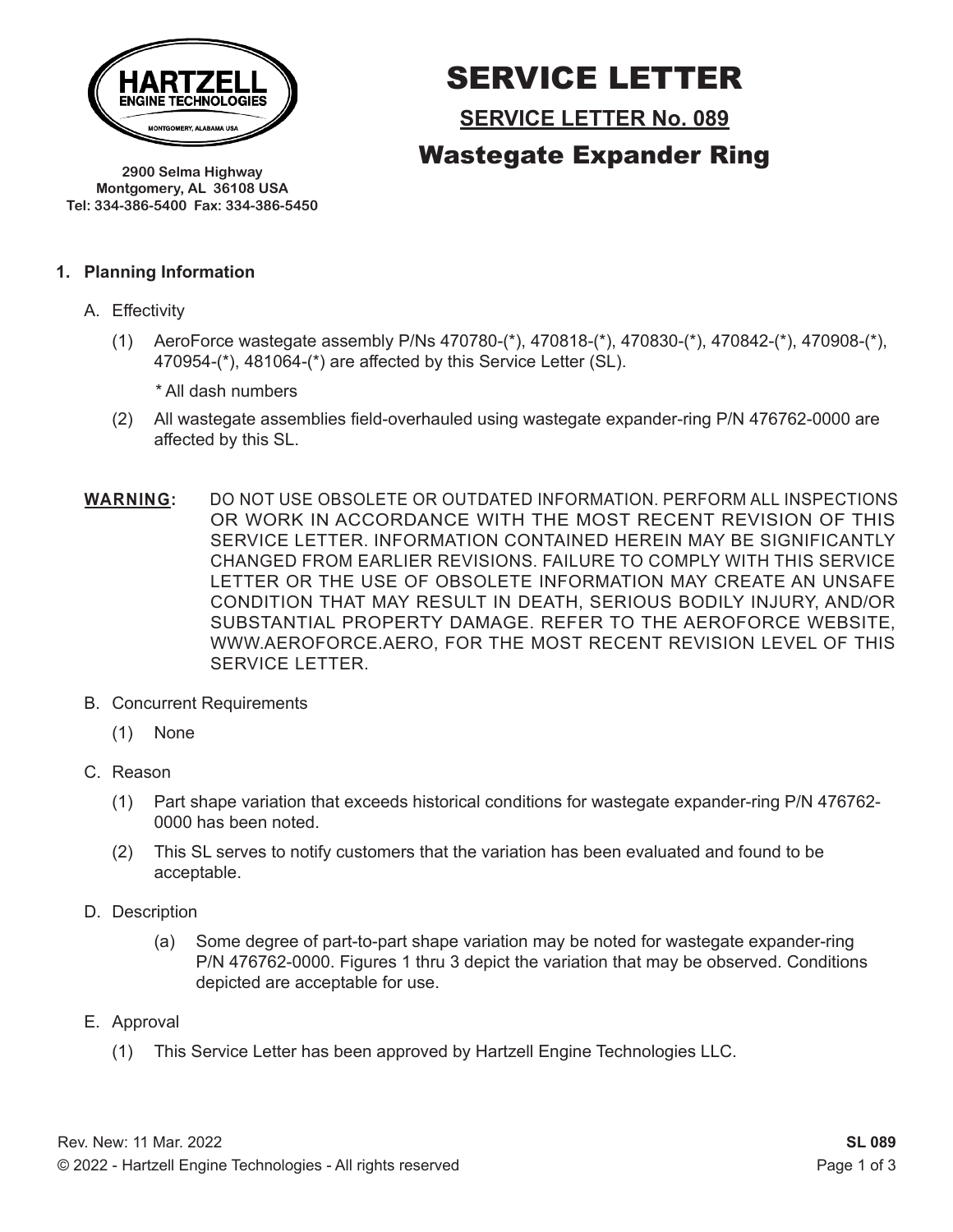HARTZELL ENGINE TECHNOLOGIES
MONTGOMERY, ALABAMA USA

2900 Selma Highway
Montgomery, AL 36108 USA
Tel: 334-386-5400 Fax: 334-386-5450

# SERVICE LETTER

## SERVICE LETTER No. 089

## Wastegate Expander Ring

### 1. Planning Information

A. Effectivity

(1) AeroForce wastegate assembly P/Ns 470780-(*), 470818-(*), 470830-(*), 470842-(*), 470908-(*), 470954-(*), 481064-(*) are affected by this Service Letter (SL).

\* All dash numbers

(2) All wastegate assemblies field-overhauled using wastegate expander-ring P/N 476762-0000 are affected by this SL.

**WARNING:** DO NOT USE OBSOLETE OR OUTDATED INFORMATION. PERFORM ALL INSPECTIONS OR WORK IN ACCORDANCE WITH THE MOST RECENT REVISION OF THIS SERVICE LETTER. INFORMATION CONTAINED HEREIN MAY BE SIGNIFICANTLY CHANGED FROM EARLIER REVISIONS. FAILURE TO COMPLY WITH THIS SERVICE LETTER OR THE USE OF OBSOLETE INFORMATION MAY CREATE AN UNSAFE CONDITION THAT MAY RESULT IN DEATH, SERIOUS BODILY INJURY, AND/OR SUBSTANTIAL PROPERTY DAMAGE. REFER TO THE AEROFORCE WEBSITE, WWW.AEROFORCE.AERO, FOR THE MOST RECENT REVISION LEVEL OF THIS SERVICE LETTER.

B. Concurrent Requirements

(1) None

C. Reason

(1) Part shape variation that exceeds historical conditions for wastegate expander-ring P/N 476762-0000 has been noted.

(2) This SL serves to notify customers that the variation has been evaluated and found to be acceptable.

D. Description

(a) Some degree of part-to-part shape variation may be noted for wastegate expander-ring P/N 476762-0000. Figures 1 thru 3 depict the variation that may be observed. Conditions depicted are acceptable for use.

E. Approval

(1) This Service Letter has been approved by Hartzell Engine Technologies LLC.

Rev. New: 11 Mar. 2022

© 2022 - Hartzell Engine Technologies - All rights reserved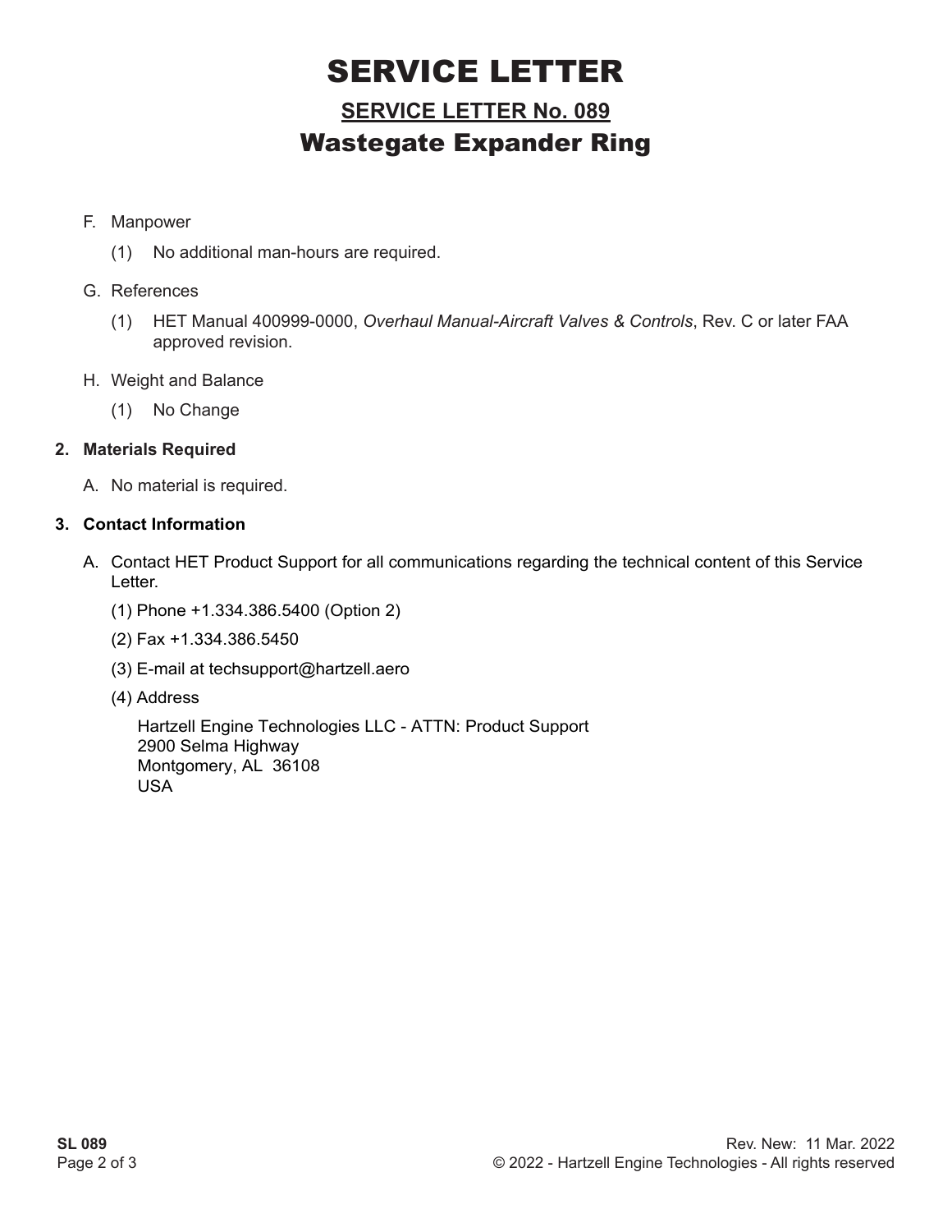# SERVICE LETTER

## SERVICE LETTER No. 089

## Wastegate Expander Ring

F. Manpower

(1) No additional man-hours are required.

G. References

(1) HET Manual 400999-0000, *Overhaul Manual-Aircraft Valves & Controls*, Rev. C or later FAA approved revision.

H. Weight and Balance

(1) No Change

**2. Materials Required**

A. No material is required.

**3. Contact Information**

A. Contact HET Product Support for all communications regarding the technical content of this Service Letter.

(1) Phone +1.334.386.5400 (Option 2)

(2) Fax +1.334.386.5450

(3) E-mail at techsupport@hartzell.aero

(4) Address

Hartzell Engine Technologies LLC - ATTN: Product Support
2900 Selma Highway
Montgomery, AL 36108
USA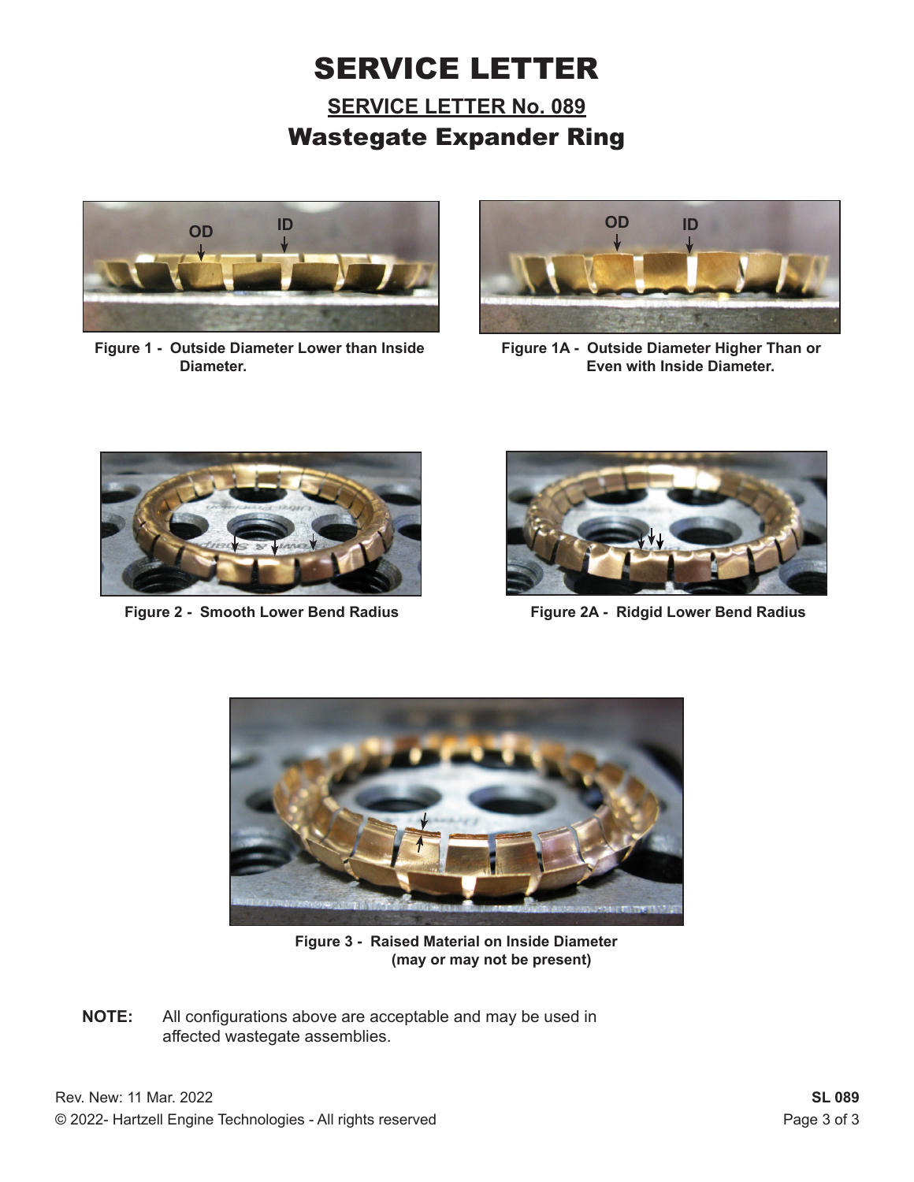# SERVICE LETTER

## SERVICE LETTER No. 089

## Wastegate Expander Ring

OD ID

Figure 1 - Outside Diameter Lower than Inside Diameter.

OD ID

Figure 1A - Outside Diameter Higher Than or Even with Inside Diameter.

Figure 2 - Smooth Lower Bend Radius

Figure 2A - Ridgid Lower Bend Radius

Figure 3 - Raised Material on Inside Diameter (may or may not be present)

**NOTE:** All configurations above are acceptable and may be used in affected wastegate assemblies.

Rev. New: 11 Mar. 2022

© 2022- Hartzell Engine Technologies - All rights reserved